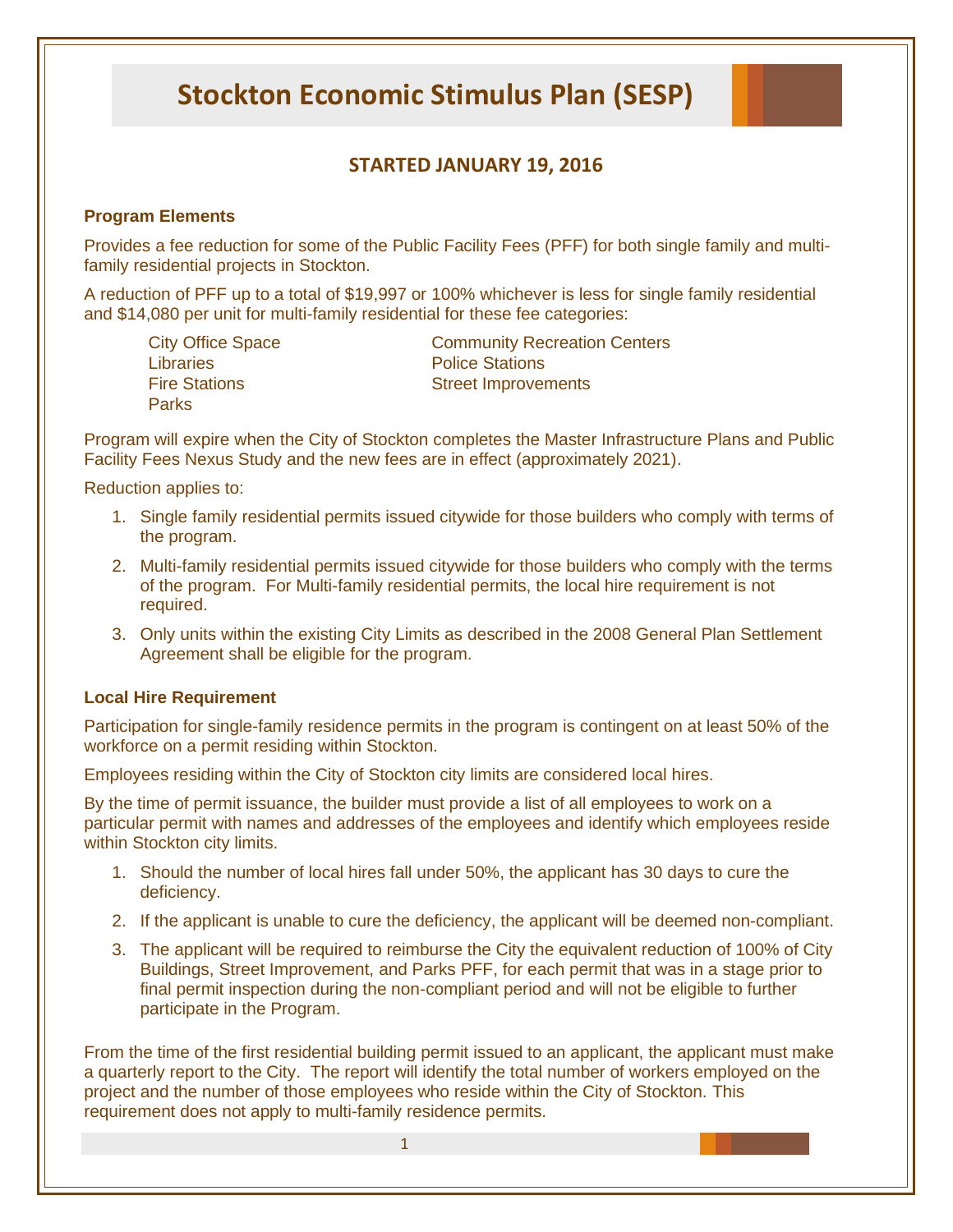# Stockton Economic Stimulus Plan (SESP)

## STARTED JANUARY 19, 2016

### Program Elements

Provides a fee reduction for some of the Public Facility Fees (PFF) for both single family and multi-family residential projects in Stockton.

A reduction of PFF up to a total of $19,997 or 100% whichever is less for single family residential and $14,080 per unit for multi-family residential for these fee categories:

- City Office Space
- Libraries
- Fire Stations
- Parks
- Community Recreation Centers
- Police Stations
- Street Improvements

Program will expire when the City of Stockton completes the Master Infrastructure Plans and Public Facility Fees Nexus Study and the new fees are in effect (approximately 2021).

Reduction applies to:

1. Single family residential permits issued citywide for those builders who comply with terms of the program.
2. Multi-family residential permits issued citywide for those builders who comply with the terms of the program. For Multi-family residential permits, the local hire requirement is not required.
3. Only units within the existing City Limits as described in the 2008 General Plan Settlement Agreement shall be eligible for the program.

### Local Hire Requirement

Participation for single-family residence permits in the program is contingent on at least 50% of the workforce on a permit residing within Stockton.

Employees residing within the City of Stockton city limits are considered local hires.

By the time of permit issuance, the builder must provide a list of all employees to work on a particular permit with names and addresses of the employees and identify which employees reside within Stockton city limits.

1. Should the number of local hires fall under 50%, the applicant has 30 days to cure the deficiency.
2. If the applicant is unable to cure the deficiency, the applicant will be deemed non-compliant.
3. The applicant will be required to reimburse the City the equivalent reduction of 100% of City Buildings, Street Improvement, and Parks PFF, for each permit that was in a stage prior to final permit inspection during the non-compliant period and will not be eligible to further participate in the Program.

From the time of the first residential building permit issued to an applicant, the applicant must make a quarterly report to the City. The report will identify the total number of workers employed on the project and the number of those employees who reside within the City of Stockton. This requirement does not apply to multi-family residence permits.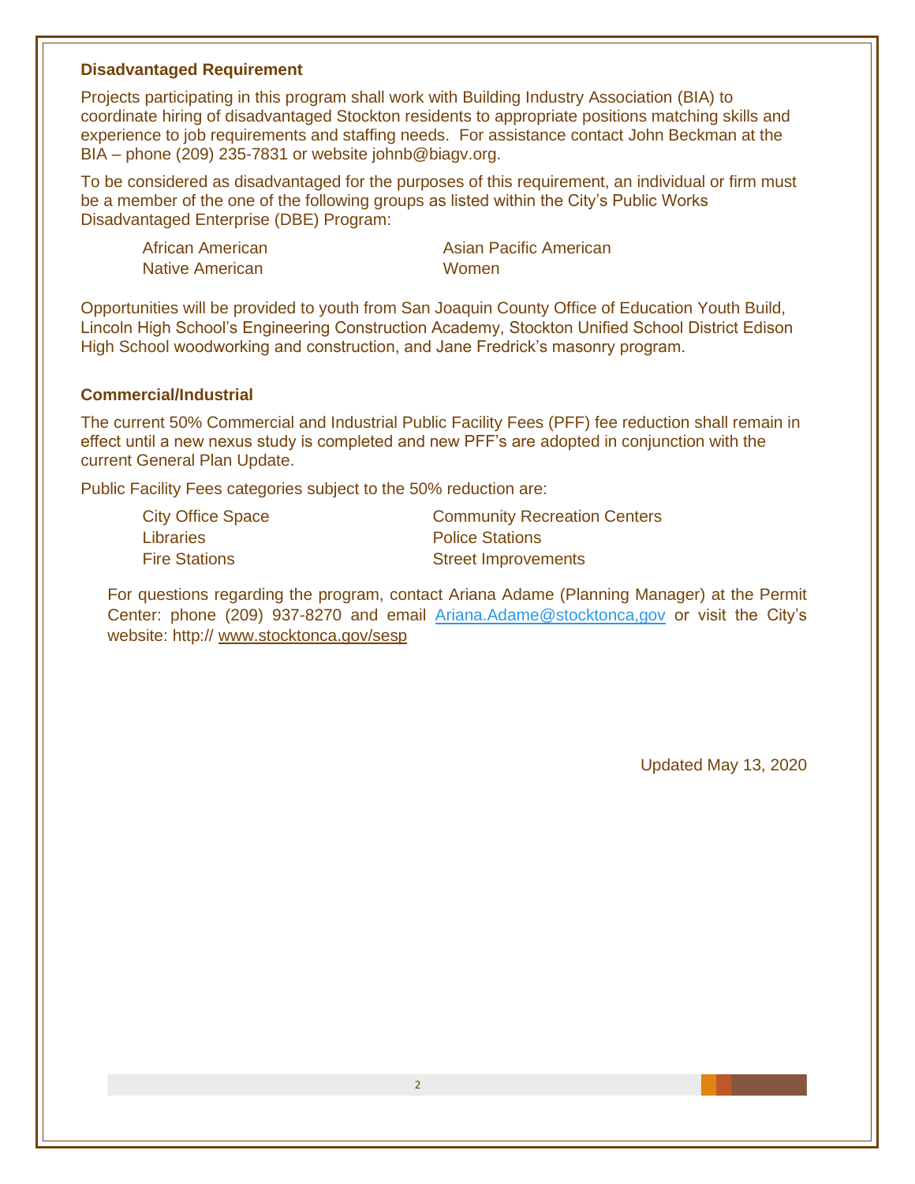**Disadvantaged Requirement**

Projects participating in this program shall work with Building Industry Association (BIA) to coordinate hiring of disadvantaged Stockton residents to appropriate positions matching skills and experience to job requirements and staffing needs. For assistance contact John Beckman at the BIA – phone (209) 235-7831 or website johnb@biagv.org.

To be considered as disadvantaged for the purposes of this requirement, an individual or firm must be a member of the one of the following groups as listed within the City's Public Works Disadvantaged Enterprise (DBE) Program:

- African American
- Asian Pacific American
- Native American
- Women

Opportunities will be provided to youth from San Joaquin County Office of Education Youth Build, Lincoln High School's Engineering Construction Academy, Stockton Unified School District Edison High School woodworking and construction, and Jane Fredrick's masonry program.

**Commercial/Industrial**

The current 50% Commercial and Industrial Public Facility Fees (PFF) fee reduction shall remain in effect until a new nexus study is completed and new PFF's are adopted in conjunction with the current General Plan Update.

Public Facility Fees categories subject to the 50% reduction are:

- City Office Space
- Community Recreation Centers
- Libraries
- Police Stations
- Fire Stations
- Street Improvements

For questions regarding the program, contact Ariana Adame (Planning Manager) at the Permit Center: phone (209) 937-8270 and email Ariana.Adame@stocktonca,gov or visit the City's website: http:// www.stocktonca.gov/sesp

Updated May 13, 2020